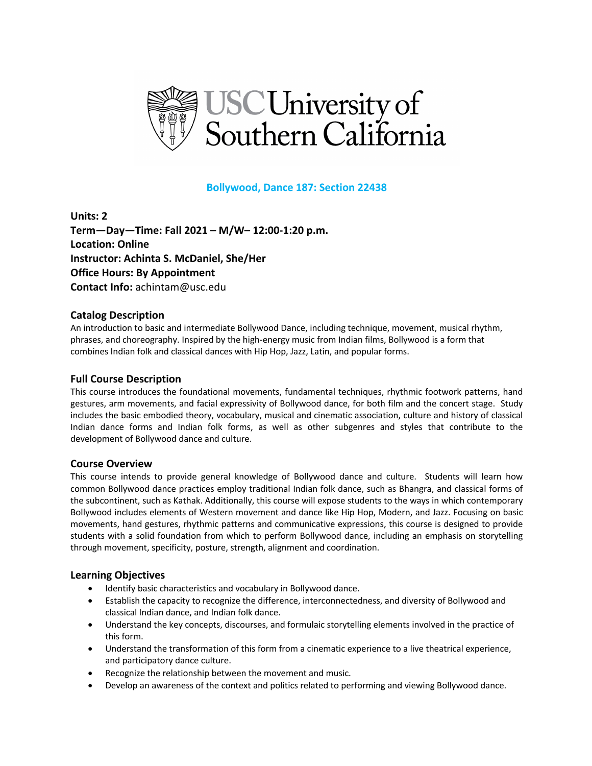## Bollywood, Dance 187: Section 22438

**Units: 2**
**Term—Day—Time: Fall 2021 – M/W– 12:00-1:20 p.m.**
**Location: Online**
**Instructor: Achinta S. McDaniel, She/Her**
**Office Hours: By Appointment**
**Contact Info:** achintam@usc.edu

### Catalog Description

An introduction to basic and intermediate Bollywood Dance, including technique, movement, musical rhythm, phrases, and choreography. Inspired by the high-energy music from Indian films, Bollywood is a form that combines Indian folk and classical dances with Hip Hop, Jazz, Latin, and popular forms.

### Full Course Description

This course introduces the foundational movements, fundamental techniques, rhythmic footwork patterns, hand gestures, arm movements, and facial expressivity of Bollywood dance, for both film and the concert stage. Study includes the basic embodied theory, vocabulary, musical and cinematic association, culture and history of classical Indian dance forms and Indian folk forms, as well as other subgenres and styles that contribute to the development of Bollywood dance and culture.

### Course Overview

This course intends to provide general knowledge of Bollywood dance and culture. Students will learn how common Bollywood dance practices employ traditional Indian folk dance, such as Bhangra, and classical forms of the subcontinent, such as Kathak. Additionally, this course will expose students to the ways in which contemporary Bollywood includes elements of Western movement and dance like Hip Hop, Modern, and Jazz. Focusing on basic movements, hand gestures, rhythmic patterns and communicative expressions, this course is designed to provide students with a solid foundation from which to perform Bollywood dance, including an emphasis on storytelling through movement, specificity, posture, strength, alignment and coordination.

### Learning Objectives

- Identify basic characteristics and vocabulary in Bollywood dance.
- Establish the capacity to recognize the difference, interconnectedness, and diversity of Bollywood and classical Indian dance, and Indian folk dance.
- Understand the key concepts, discourses, and formulaic storytelling elements involved in the practice of this form.
- Understand the transformation of this form from a cinematic experience to a live theatrical experience, and participatory dance culture.
- Recognize the relationship between the movement and music.
- Develop an awareness of the context and politics related to performing and viewing Bollywood dance.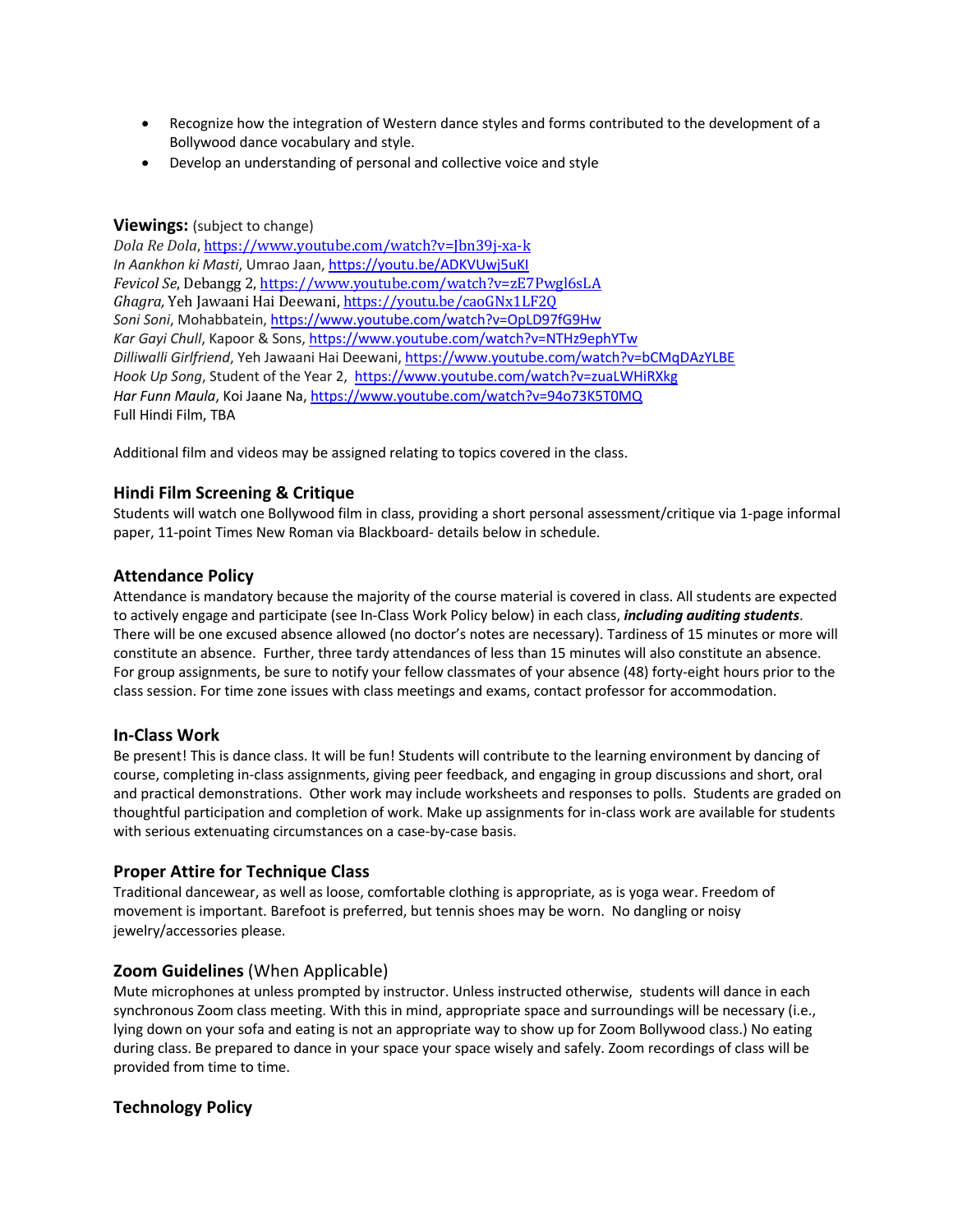- Recognize how the integration of Western dance styles and forms contributed to the development of a Bollywood dance vocabulary and style.
- Develop an understanding of personal and collective voice and style

## Viewings: (subject to change)

*Dola Re Dola*, https://www.youtube.com/watch?v=Jbn39j-xa-k
*In Aankhon ki Masti*, Umrao Jaan, https://youtu.be/ADKVUwj5uKI
*Fevicol Se*, Debangg 2, https://www.youtube.com/watch?v=zE7Pwgl6sLA
*Ghagra,* Yeh Jawaani Hai Deewani, https://youtu.be/caoGNx1LF2Q
*Soni Soni*, Mohabbatein, https://www.youtube.com/watch?v=OpLD97fG9Hw
*Kar Gayi Chull*, Kapoor & Sons, https://www.youtube.com/watch?v=NTHz9ephYTw
*Dilliwalli Girlfriend*, Yeh Jawaani Hai Deewani, https://www.youtube.com/watch?v=bCMqDAzYLBE
*Hook Up Song*, Student of the Year 2, https://www.youtube.com/watch?v=zuaLWHiRXkg
*Har Funn Maula*, Koi Jaane Na, https://www.youtube.com/watch?v=94o73K5T0MQ
Full Hindi Film, TBA

Additional film and videos may be assigned relating to topics covered in the class.

### Hindi Film Screening & Critique

Students will watch one Bollywood film in class, providing a short personal assessment/critique via 1-page informal paper, 11-point Times New Roman via Blackboard- details below in schedule.

### Attendance Policy

Attendance is mandatory because the majority of the course material is covered in class. All students are expected to actively engage and participate (see In-Class Work Policy below) in each class, ***including auditing students***. There will be one excused absence allowed (no doctor's notes are necessary). Tardiness of 15 minutes or more will constitute an absence. Further, three tardy attendances of less than 15 minutes will also constitute an absence. For group assignments, be sure to notify your fellow classmates of your absence (48) forty-eight hours prior to the class session. For time zone issues with class meetings and exams, contact professor for accommodation.

### In-Class Work

Be present! This is dance class. It will be fun! Students will contribute to the learning environment by dancing of course, completing in-class assignments, giving peer feedback, and engaging in group discussions and short, oral and practical demonstrations. Other work may include worksheets and responses to polls. Students are graded on thoughtful participation and completion of work. Make up assignments for in-class work are available for students with serious extenuating circumstances on a case-by-case basis.

### Proper Attire for Technique Class

Traditional dancewear, as well as loose, comfortable clothing is appropriate, as is yoga wear. Freedom of movement is important. Barefoot is preferred, but tennis shoes may be worn. No dangling or noisy jewelry/accessories please.

### Zoom Guidelines (When Applicable)

Mute microphones at unless prompted by instructor. Unless instructed otherwise, students will dance in each synchronous Zoom class meeting. With this in mind, appropriate space and surroundings will be necessary (i.e., lying down on your sofa and eating is not an appropriate way to show up for Zoom Bollywood class.) No eating during class. Be prepared to dance in your space your space wisely and safely. Zoom recordings of class will be provided from time to time.

### Technology Policy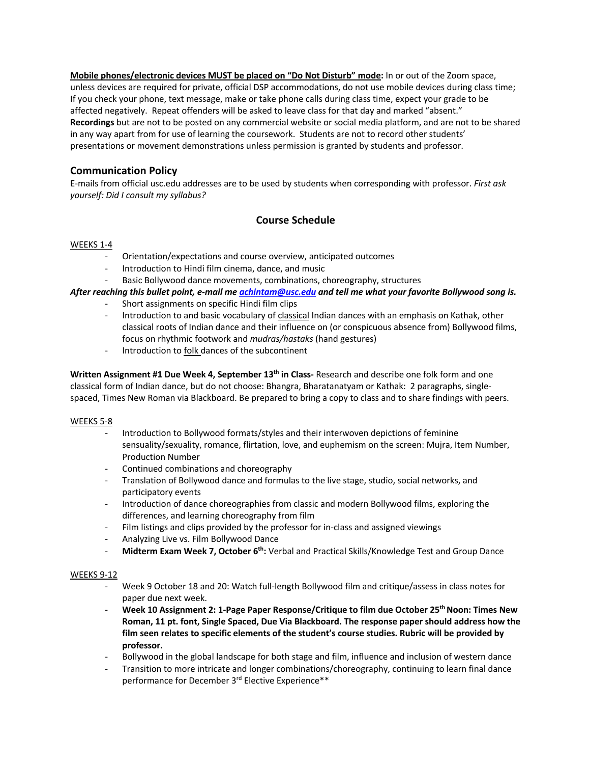**Mobile phones/electronic devices MUST be placed on "Do Not Disturb" mode:** In or out of the Zoom space, unless devices are required for private, official DSP accommodations, do not use mobile devices during class time; If you check your phone, text message, make or take phone calls during class time, expect your grade to be affected negatively. Repeat offenders will be asked to leave class for that day and marked "absent."
**Recordings** but are not to be posted on any commercial website or social media platform, and are not to be shared in any way apart from for use of learning the coursework. Students are not to record other students' presentations or movement demonstrations unless permission is granted by students and professor.

## Communication Policy

E-mails from official usc.edu addresses are to be used by students when corresponding with professor. *First ask yourself: Did I consult my syllabus?*

## Course Schedule

WEEKS 1-4

- Orientation/expectations and course overview, anticipated outcomes
- Introduction to Hindi film cinema, dance, and music
- Basic Bollywood dance movements, combinations, choreography, structures

***After reaching this bullet point, e-mail me achintam@usc.edu and tell me what your favorite Bollywood song is.***

- Short assignments on specific Hindi film clips
- Introduction to and basic vocabulary of classical Indian dances with an emphasis on Kathak, other classical roots of Indian dance and their influence on (or conspicuous absence from) Bollywood films, focus on rhythmic footwork and *mudras/hastaks* (hand gestures)
- Introduction to folk dances of the subcontinent

**Written Assignment #1 Due Week 4, September 13th in Class-** Research and describe one folk form and one classical form of Indian dance, but do not choose: Bhangra, Bharatanatyam or Kathak: 2 paragraphs, single-spaced, Times New Roman via Blackboard. Be prepared to bring a copy to class and to share findings with peers.

WEEKS 5-8

- Introduction to Bollywood formats/styles and their interwoven depictions of feminine sensuality/sexuality, romance, flirtation, love, and euphemism on the screen: Mujra, Item Number, Production Number
- Continued combinations and choreography
- Translation of Bollywood dance and formulas to the live stage, studio, social networks, and participatory events
- Introduction of dance choreographies from classic and modern Bollywood films, exploring the differences, and learning choreography from film
- Film listings and clips provided by the professor for in-class and assigned viewings
- Analyzing Live vs. Film Bollywood Dance
- **Midterm Exam Week 7, October 6th:** Verbal and Practical Skills/Knowledge Test and Group Dance

WEEKS 9-12

- Week 9 October 18 and 20: Watch full-length Bollywood film and critique/assess in class notes for paper due next week.
- **Week 10 Assignment 2: 1-Page Paper Response/Critique to film due October 25th Noon: Times New Roman, 11 pt. font, Single Spaced, Due Via Blackboard. The response paper should address how the film seen relates to specific elements of the student's course studies. Rubric will be provided by professor.**
- Bollywood in the global landscape for both stage and film, influence and inclusion of western dance
- Transition to more intricate and longer combinations/choreography, continuing to learn final dance performance for December 3rd Elective Experience**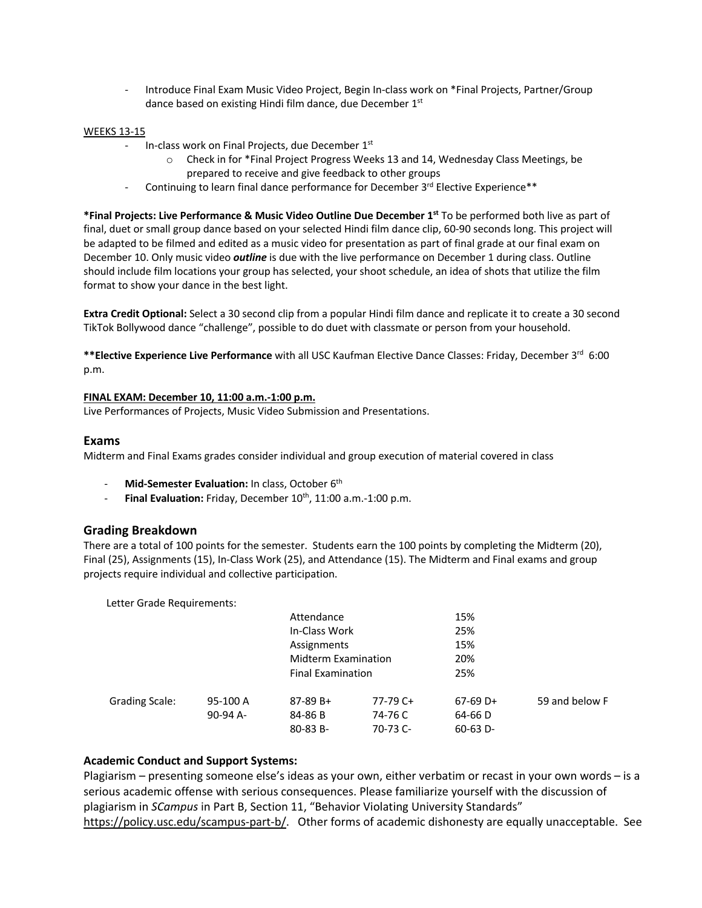- Introduce Final Exam Music Video Project, Begin In-class work on *Final Projects, Partner/Group dance based on existing Hindi film dance, due December 1st

WEEKS 13-15

- In-class work on Final Projects, due December 1st
    - Check in for *Final Project Progress Weeks 13 and 14, Wednesday Class Meetings, be prepared to receive and give feedback to other groups
- Continuing to learn final dance performance for December 3rd Elective Experience**

**\*Final Projects: Live Performance & Music Video Outline Due December 1st** To be performed both live as part of final, duet or small group dance based on your selected Hindi film dance clip, 60-90 seconds long. This project will be adapted to be filmed and edited as a music video for presentation as part of final grade at our final exam on December 10. Only music video ***outline*** is due with the live performance on December 1 during class. Outline should include film locations your group has selected, your shoot schedule, an idea of shots that utilize the film format to show your dance in the best light.

**Extra Credit Optional:** Select a 30 second clip from a popular Hindi film dance and replicate it to create a 30 second TikTok Bollywood dance "challenge", possible to do duet with classmate or person from your household.

**\*\*Elective Experience Live Performance** with all USC Kaufman Elective Dance Classes: Friday, December 3rd 6:00 p.m.

**FINAL EXAM: December 10, 11:00 a.m.-1:00 p.m.**

Live Performances of Projects, Music Video Submission and Presentations.

## Exams

Midterm and Final Exams grades consider individual and group execution of material covered in class

- **Mid-Semester Evaluation:** In class, October 6th
- **Final Evaluation:** Friday, December 10th, 11:00 a.m.-1:00 p.m.

## Grading Breakdown

There are a total of 100 points for the semester. Students earn the 100 points by completing the Midterm (20), Final (25), Assignments (15), In-Class Work (25), and Attendance (15). The Midterm and Final exams and group projects require individual and collective participation.

Letter Grade Requirements:

| Component | Weight |
|---|---|
| Attendance | 15% |
| In-Class Work | 25% |
| Assignments | 15% |
| Midterm Examination | 20% |
| Final Examination | 25% |

| Grading Scale: | | | | | |
|---|---|---|---|---|---|
| | 95-100 A | 87-89 B+ | 77-79 C+ | 67-69 D+ | 59 and below F |
| | 90-94 A- | 84-86 B | 74-76 C | 64-66 D | |
| | | 80-83 B- | 70-73 C- | 60-63 D- | |

**Academic Conduct and Support Systems:**

Plagiarism – presenting someone else's ideas as your own, either verbatim or recast in your own words – is a serious academic offense with serious consequences. Please familiarize yourself with the discussion of plagiarism in *SCampus* in Part B, Section 11, "Behavior Violating University Standards" https://policy.usc.edu/scampus-part-b/. Other forms of academic dishonesty are equally unacceptable. See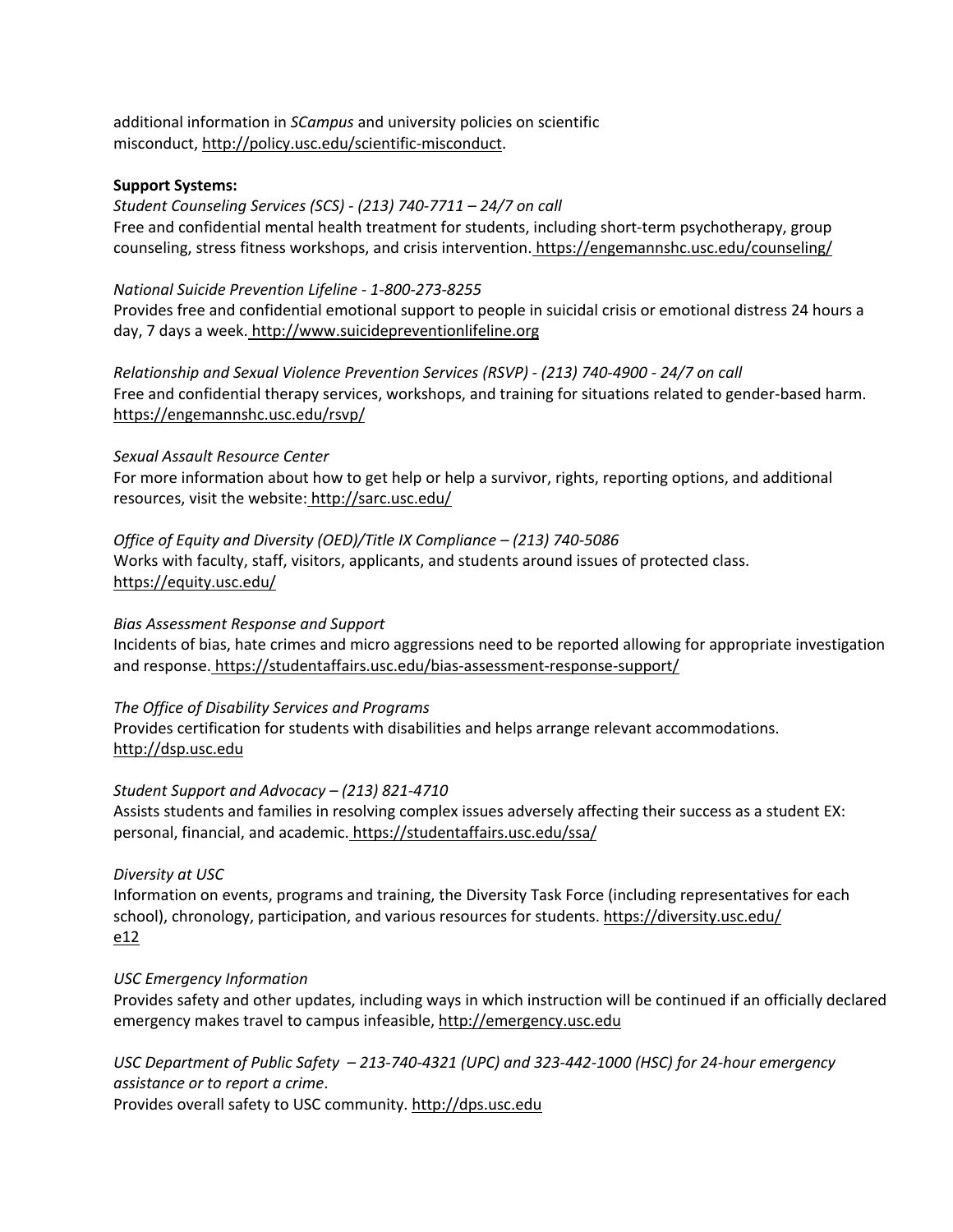additional information in *SCampus* and university policies on scientific misconduct, http://policy.usc.edu/scientific-misconduct.

**Support Systems:**

*Student Counseling Services (SCS) - (213) 740-7711 – 24/7 on call*
Free and confidential mental health treatment for students, including short-term psychotherapy, group counseling, stress fitness workshops, and crisis intervention. https://engemannshc.usc.edu/counseling/

*National Suicide Prevention Lifeline - 1-800-273-8255*
Provides free and confidential emotional support to people in suicidal crisis or emotional distress 24 hours a day, 7 days a week. http://www.suicidepreventionlifeline.org

*Relationship and Sexual Violence Prevention Services (RSVP) - (213) 740-4900 - 24/7 on call*
Free and confidential therapy services, workshops, and training for situations related to gender-based harm. https://engemannshc.usc.edu/rsvp/

*Sexual Assault Resource Center*
For more information about how to get help or help a survivor, rights, reporting options, and additional resources, visit the website: http://sarc.usc.edu/

*Office of Equity and Diversity (OED)/Title IX Compliance – (213) 740-5086*
Works with faculty, staff, visitors, applicants, and students around issues of protected class. https://equity.usc.edu/

*Bias Assessment Response and Support*
Incidents of bias, hate crimes and micro aggressions need to be reported allowing for appropriate investigation and response. https://studentaffairs.usc.edu/bias-assessment-response-support/

*The Office of Disability Services and Programs*
Provides certification for students with disabilities and helps arrange relevant accommodations. http://dsp.usc.edu

*Student Support and Advocacy – (213) 821-4710*
Assists students and families in resolving complex issues adversely affecting their success as a student EX: personal, financial, and academic. https://studentaffairs.usc.edu/ssa/

*Diversity at USC*
Information on events, programs and training, the Diversity Task Force (including representatives for each school), chronology, participation, and various resources for students. https://diversity.usc.edu/
e12

*USC Emergency Information*
Provides safety and other updates, including ways in which instruction will be continued if an officially declared emergency makes travel to campus infeasible, http://emergency.usc.edu

*USC Department of Public Safety – 213-740-4321 (UPC) and 323-442-1000 (HSC) for 24-hour emergency assistance or to report a crime*.
Provides overall safety to USC community. http://dps.usc.edu